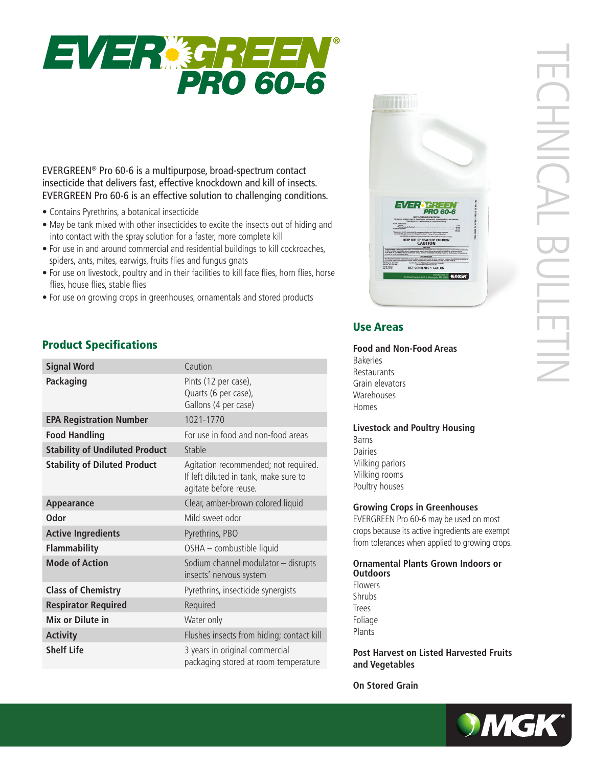# EVERGREEN® PRO 60-6

TECHNICAL BULLETIN

EVERGREEN® Pro 60-6 is a multipurpose, broad-spectrum contact insecticide that delivers fast, effective knockdown and kill of insects. EVERGREEN Pro 60-6 is an effective solution to challenging conditions.

- Contains Pyrethrins, a botanical insecticide
- May be tank mixed with other insecticides to excite the insects out of hiding and into contact with the spray solution for a faster, more complete kill
- For use in and around commercial and residential buildings to kill cockroaches, spiders, ants, mites, earwigs, fruits flies and fungus gnats
- For use on livestock, poultry and in their facilities to kill face flies, horn flies, horse flies, house flies, stable flies
- For use on growing crops in greenhouses, ornamentals and stored products

## Product Specifications

| | |
|---|---|
| **Signal Word** | Caution |
| **Packaging** | Pints (12 per case), Quarts (6 per case), Gallons (4 per case) |
| **EPA Registration Number** | 1021-1770 |
| **Food Handling** | For use in food and non-food areas |
| **Stability of Undiluted Product** | Stable |
| **Stability of Diluted Product** | Agitation recommended; not required. If left diluted in tank, make sure to agitate before reuse. |
| **Appearance** | Clear, amber-brown colored liquid |
| **Odor** | Mild sweet odor |
| **Active Ingredients** | Pyrethrins, PBO |
| **Flammability** | OSHA – combustible liquid |
| **Mode of Action** | Sodium channel modulator – disrupts insects' nervous system |
| **Class of Chemistry** | Pyrethrins, insecticide synergists |
| **Respirator Required** | Required |
| **Mix or Dilute in** | Water only |
| **Activity** | Flushes insects from hiding; contact kill |
| **Shelf Life** | 3 years in original commercial packaging stored at room temperature |

## Use Areas

### Food and Non-Food Areas

Bakeries
Restaurants
Grain elevators
Warehouses
Homes

### Livestock and Poultry Housing

Barns
Dairies
Milking parlors
Milking rooms
Poultry houses

### Growing Crops in Greenhouses

EVERGREEN Pro 60-6 may be used on most crops because its active ingredients are exempt from tolerances when applied to growing crops.

### Ornamental Plants Grown Indoors or Outdoors

Flowers
Shrubs
Trees
Foliage
Plants

### Post Harvest on Listed Harvested Fruits and Vegetables

### On Stored Grain

MGK®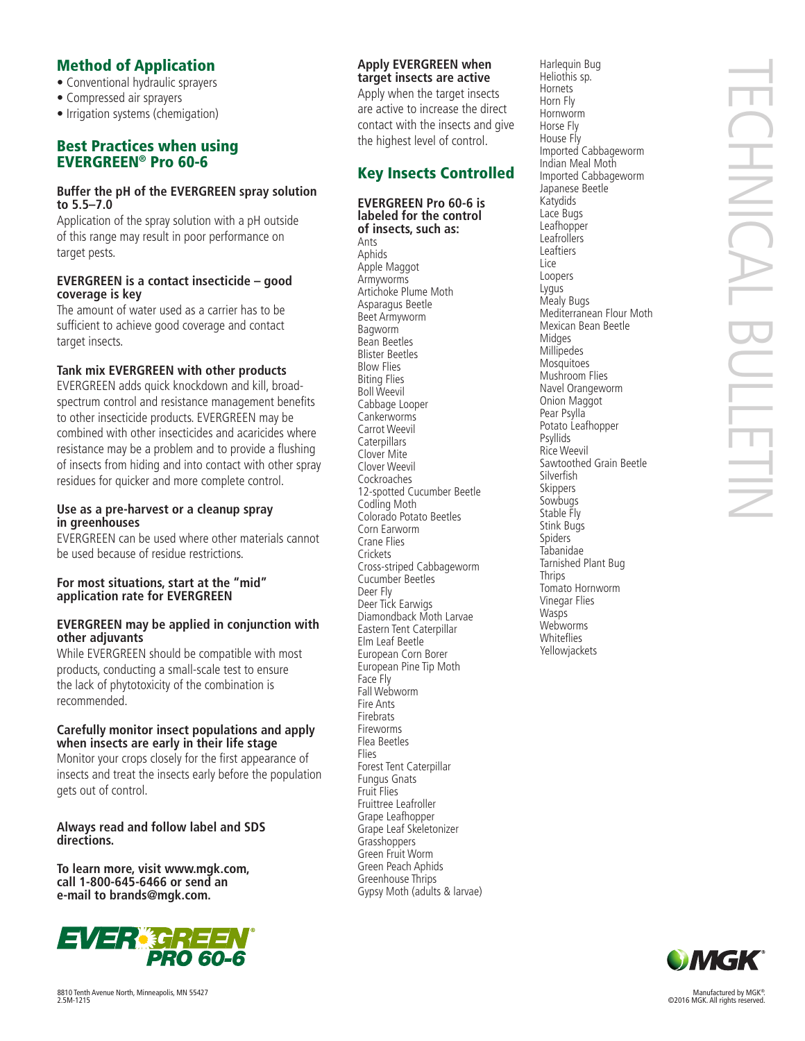## Method of Application

- Conventional hydraulic sprayers
- Compressed air sprayers
- Irrigation systems (chemigation)

## Best Practices when using EVERGREEN® Pro 60-6

**Buffer the pH of the EVERGREEN spray solution to 5.5–7.0**

Application of the spray solution with a pH outside of this range may result in poor performance on target pests.

**EVERGREEN is a contact insecticide – good coverage is key**

The amount of water used as a carrier has to be sufficient to achieve good coverage and contact target insects.

**Tank mix EVERGREEN with other products**

EVERGREEN adds quick knockdown and kill, broad-spectrum control and resistance management benefits to other insecticide products. EVERGREEN may be combined with other insecticides and acaricides where resistance may be a problem and to provide a flushing of insects from hiding and into contact with other spray residues for quicker and more complete control.

**Use as a pre-harvest or a cleanup spray in greenhouses**

EVERGREEN can be used where other materials cannot be used because of residue restrictions.

**For most situations, start at the "mid" application rate for EVERGREEN**

**EVERGREEN may be applied in conjunction with other adjuvants**

While EVERGREEN should be compatible with most products, conducting a small-scale test to ensure the lack of phytotoxicity of the combination is recommended.

**Carefully monitor insect populations and apply when insects are early in their life stage**

Monitor your crops closely for the first appearance of insects and treat the insects early before the population gets out of control.

**Always read and follow label and SDS directions.**

**To learn more, visit www.mgk.com, call 1-800-645-6466 or send an e-mail to brands@mgk.com.**

EVERGREEN PRO 60-6

8810 Tenth Avenue North, Minneapolis, MN 55427
2.5M-1215

**Apply EVERGREEN when target insects are active**

Apply when the target insects are active to increase the direct contact with the insects and give the highest level of control.

## Key Insects Controlled

**EVERGREEN Pro 60-6 is labeled for the control of insects, such as:**

Ants
Aphids
Apple Maggot
Armyworms
Artichoke Plume Moth
Asparagus Beetle
Beet Armyworm
Bagworm
Bean Beetles
Blister Beetles
Blow Flies
Biting Flies
Boll Weevil
Cabbage Looper
Cankerworms
Carrot Weevil
Caterpillars
Clover Mite
Clover Weevil
Cockroaches
12-spotted Cucumber Beetle
Codling Moth
Colorado Potato Beetles
Corn Earworm
Crane Flies
Crickets
Cross-striped Cabbageworm
Cucumber Beetles
Deer Fly
Deer Tick Earwigs
Diamondback Moth Larvae
Eastern Tent Caterpillar
Elm Leaf Beetle
European Corn Borer
European Pine Tip Moth
Face Fly
Fall Webworm
Fire Ants
Firebrats
Fireworms
Flea Beetles
Flies
Forest Tent Caterpillar
Fungus Gnats
Fruit Flies
Fruittree Leafroller
Grape Leafhopper
Grape Leaf Skeletonizer
Grasshoppers
Green Fruit Worm
Green Peach Aphids
Greenhouse Thrips
Gypsy Moth (adults & larvae)
Harlequin Bug
Heliothis sp.
Hornets
Horn Fly
Hornworm
Horse Fly
House Fly
Imported Cabbageworm
Indian Meal Moth
Imported Cabbageworm
Japanese Beetle
Katydids
Lace Bugs
Leafhopper
Leafrollers
Leaftiers
Lice
Loopers
Lygus
Mealy Bugs
Mediterranean Flour Moth
Mexican Bean Beetle
Midges
Millipedes
Mosquitoes
Mushroom Flies
Navel Orangeworm
Onion Maggot
Pear Psylla
Potato Leafhopper
Psyllids
Rice Weevil
Sawtoothed Grain Beetle
Silverfish
Skippers
Sowbugs
Stable Fly
Stink Bugs
Spiders
Tabanidae
Tarnished Plant Bug
Thrips
Tomato Hornworm
Vinegar Flies
Wasps
Webworms
Whiteflies
Yellowjackets

TECHNICAL BULLETIN

MGK®

Manufactured by MGK®.
©2016 MGK. All rights reserved.